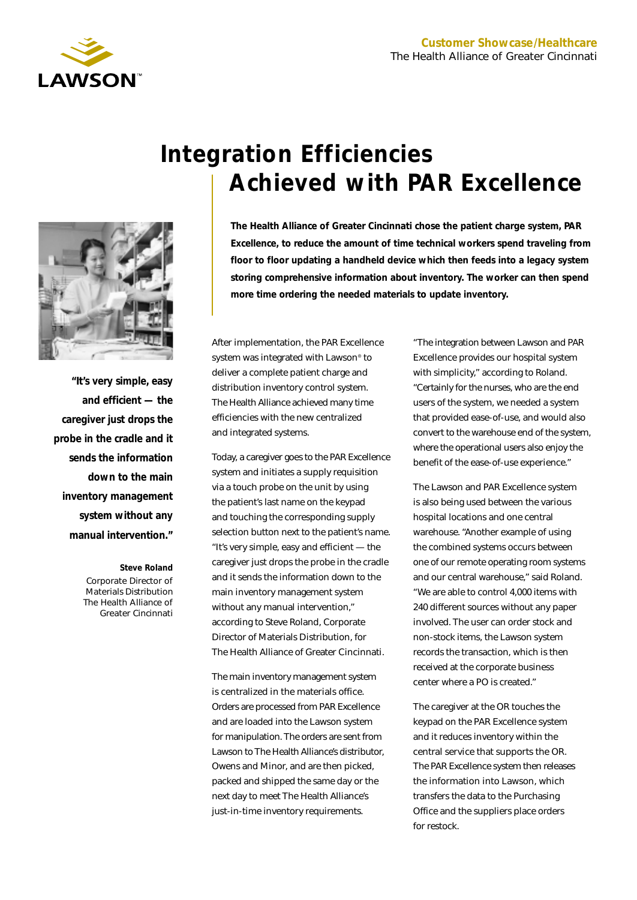Customer Showcase/Healthcare
The Health Alliance of Greater Cincinnati

# Integration Efficiencies Achieved with PAR Excellence

**The Health Alliance of Greater Cincinnati chose the patient charge system, PAR Excellence, to reduce the amount of time technical workers spend traveling from floor to floor updating a handheld device which then feeds into a legacy system storing comprehensive information about inventory. The worker can then spend more time ordering the needed materials to update inventory.**

**"It's very simple, easy and efficient — the caregiver just drops the probe in the cradle and it sends the information down to the main inventory management system without any manual intervention."**

**Steve Roland**
Corporate Director of Materials Distribution
The Health Alliance of Greater Cincinnati

After implementation, the PAR Excellence system was integrated with Lawson® to deliver a complete patient charge and distribution inventory control system. The Health Alliance achieved many time efficiencies with the new centralized and integrated systems.

Today, a caregiver goes to the PAR Excellence system and initiates a supply requisition via a touch probe on the unit by using the patient's last name on the keypad and touching the corresponding supply selection button next to the patient's name. "It's very simple, easy and efficient — the caregiver just drops the probe in the cradle and it sends the information down to the main inventory management system without any manual intervention," according to Steve Roland, Corporate Director of Materials Distribution, for The Health Alliance of Greater Cincinnati.

The main inventory management system is centralized in the materials office. Orders are processed from PAR Excellence and are loaded into the Lawson system for manipulation. The orders are sent from Lawson to The Health Alliance's distributor, Owens and Minor, and are then picked, packed and shipped the same day or the next day to meet The Health Alliance's just-in-time inventory requirements.

"The integration between Lawson and PAR Excellence provides our hospital system with simplicity," according to Roland. "Certainly for the nurses, who are the end users of the system, we needed a system that provided ease-of-use, and would also convert to the warehouse end of the system, where the operational users also enjoy the benefit of the ease-of-use experience."

The Lawson and PAR Excellence system is also being used between the various hospital locations and one central warehouse. "Another example of using the combined systems occurs between one of our remote operating room systems and our central warehouse," said Roland. "We are able to control 4,000 items with 240 different sources without any paper involved. The user can order stock and non-stock items, the Lawson system records the transaction, which is then received at the corporate business center where a PO is created."

The caregiver at the OR touches the keypad on the PAR Excellence system and it reduces inventory within the central service that supports the OR. The PAR Excellence system then releases the information into Lawson, which transfers the data to the Purchasing Office and the suppliers place orders for restock.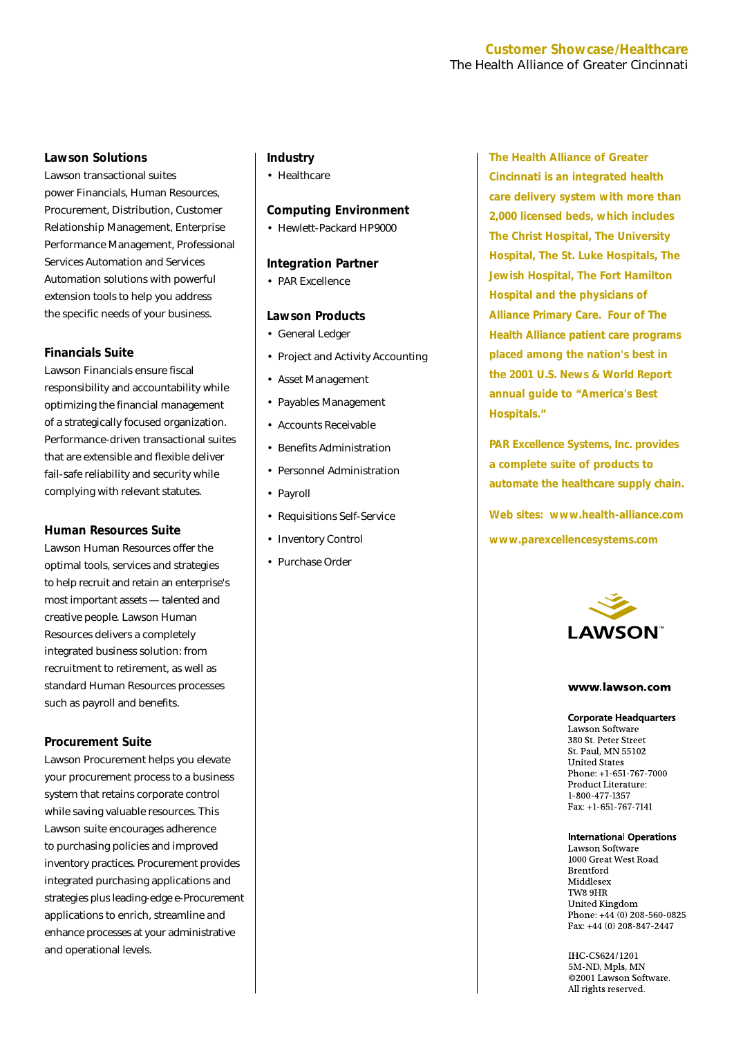**Customer Showcase/Healthcare**
The Health Alliance of Greater Cincinnati

## Lawson Solutions

Lawson transactional suites power Financials, Human Resources, Procurement, Distribution, Customer Relationship Management, Enterprise Performance Management, Professional Services Automation and Services Automation solutions with powerful extension tools to help you address the specific needs of your business.

## Financials Suite

Lawson Financials ensure fiscal responsibility and accountability while optimizing the financial management of a strategically focused organization. Performance-driven transactional suites that are extensible and flexible deliver fail-safe reliability and security while complying with relevant statutes.

## Human Resources Suite

Lawson Human Resources offer the optimal tools, services and strategies to help recruit and retain an enterprise's most important assets — talented and creative people. Lawson Human Resources delivers a completely integrated business solution: from recruitment to retirement, as well as standard Human Resources processes such as payroll and benefits.

## Procurement Suite

Lawson Procurement helps you elevate your procurement process to a business system that retains corporate control while saving valuable resources. This Lawson suite encourages adherence to purchasing policies and improved inventory practices. Procurement provides integrated purchasing applications and strategies plus leading-edge e-Procurement applications to enrich, streamline and enhance processes at your administrative and operational levels.

## Industry

- Healthcare

## Computing Environment

- Hewlett-Packard HP9000

## Integration Partner

- PAR Excellence

## Lawson Products

- General Ledger
- Project and Activity Accounting
- Asset Management
- Payables Management
- Accounts Receivable
- Benefits Administration
- Personnel Administration
- Payroll
- Requisitions Self-Service
- Inventory Control
- Purchase Order

**The Health Alliance of Greater Cincinnati is an integrated health care delivery system with more than 2,000 licensed beds, which includes The Christ Hospital, The University Hospital, The St. Luke Hospitals, The Jewish Hospital, The Fort Hamilton Hospital and the physicians of Alliance Primary Care. Four of The Health Alliance patient care programs placed among the nation's best in the 2001 U.S. News & World Report annual guide to "America's Best Hospitals."**

**PAR Excellence Systems, Inc. provides a complete suite of products to automate the healthcare supply chain.**

**Web sites: www.health-alliance.com**

**www.parexcellencesystems.com**

LAWSON™

**www.lawson.com**

**Corporate Headquarters**
Lawson Software
380 St. Peter Street
St. Paul, MN 55102
United States
Phone: +1-651-767-7000
Product Literature:
1-800-477-1357
Fax: +1-651-767-7141

**International Operations**
Lawson Software
1000 Great West Road
Brentford
Middlesex
TW8 9HR
United Kingdom
Phone: +44 (0) 208-560-0825
Fax: +44 (0) 208-847-2447

IHC-CS624/1201
5M-ND, Mpls, MN
©2001 Lawson Software.
All rights reserved.